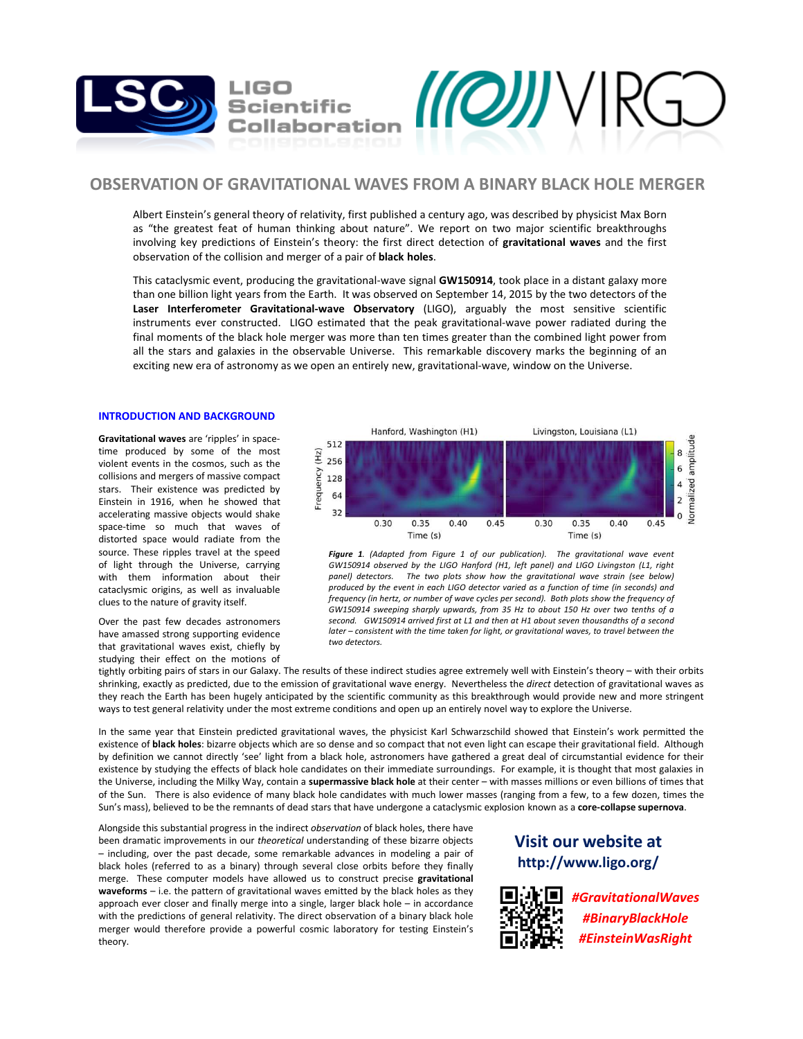# OBSERVATION OF GRAVITATIONAL WAVES FROM A BINARY BLACK HOLE MERGER

Albert Einstein's general theory of relativity, first published a century ago, was described by physicist Max Born as "the greatest feat of human thinking about nature". We report on two major scientific breakthroughs involving key predictions of Einstein's theory: the first direct detection of **gravitational waves** and the first observation of the collision and merger of a pair of **black holes**.

This cataclysmic event, producing the gravitational-wave signal **GW150914**, took place in a distant galaxy more than one billion light years from the Earth. It was observed on September 14, 2015 by the two detectors of the **Laser Interferometer Gravitational-wave Observatory** (LIGO), arguably the most sensitive scientific instruments ever constructed. LIGO estimated that the peak gravitational-wave power radiated during the final moments of the black hole merger was more than ten times greater than the combined light power from all the stars and galaxies in the observable Universe. This remarkable discovery marks the beginning of an exciting new era of astronomy as we open an entirely new, gravitational-wave, window on the Universe.

## INTRODUCTION AND BACKGROUND

**Gravitational waves** are 'ripples' in space-time produced by some of the most violent events in the cosmos, such as the collisions and mergers of massive compact stars. Their existence was predicted by Einstein in 1916, when he showed that accelerating massive objects would shake space-time so much that waves of distorted space would radiate from the source. These ripples travel at the speed of light through the Universe, carrying with them information about their cataclysmic origins, as well as invaluable clues to the nature of gravity itself.

Hanford, Washington (H1)

Livingston, Louisiana (L1)

Frequency (Hz)

512

256

128

64

32

0.30 0.35 0.40 0.45

Time (s)

Normalized amplitude

8 6 4 2 0

*Figure 1. (Adapted from Figure 1 of our publication). The gravitational wave event GW150914 observed by the LIGO Hanford (H1, left panel) and LIGO Livingston (L1, right panel) detectors. The two plots show how the gravitational wave strain (see below) produced by the event in each LIGO detector varied as a function of time (in seconds) and frequency (in hertz, or number of wave cycles per second). Both plots show the frequency of GW150914 sweeping sharply upwards, from 35 Hz to about 150 Hz over two tenths of a second. GW150914 arrived first at L1 and then at H1 about seven thousandths of a second later – consistent with the time taken for light, or gravitational waves, to travel between the two detectors.*

Over the past few decades astronomers have amassed strong supporting evidence that gravitational waves exist, chiefly by studying their effect on the motions of tightly orbiting pairs of stars in our Galaxy. The results of these indirect studies agree extremely well with Einstein's theory – with their orbits shrinking, exactly as predicted, due to the emission of gravitational wave energy. Nevertheless the *direct* detection of gravitational waves as they reach the Earth has been hugely anticipated by the scientific community as this breakthrough would provide new and more stringent ways to test general relativity under the most extreme conditions and open up an entirely novel way to explore the Universe.

In the same year that Einstein predicted gravitational waves, the physicist Karl Schwarzschild showed that Einstein's work permitted the existence of **black holes**: bizarre objects which are so dense and so compact that not even light can escape their gravitational field. Although by definition we cannot directly 'see' light from a black hole, astronomers have gathered a great deal of circumstantial evidence for their existence by studying the effects of black hole candidates on their immediate surroundings. For example, it is thought that most galaxies in the Universe, including the Milky Way, contain a **supermassive black hole** at their center – with masses millions or even billions of times that of the Sun. There is also evidence of many black hole candidates with much lower masses (ranging from a few, to a few dozen, times the Sun's mass), believed to be the remnants of dead stars that have undergone a cataclysmic explosion known as a **core-collapse supernova**.

Alongside this substantial progress in the indirect *observation* of black holes, there have been dramatic improvements in our *theoretical* understanding of these bizarre objects – including, over the past decade, some remarkable advances in modeling a pair of black holes (referred to as a binary) through several close orbits before they finally merge. These computer models have allowed us to construct precise **gravitational waveforms** – i.e. the pattern of gravitational waves emitted by the black holes as they approach ever closer and finally merge into a single, larger black hole – in accordance with the predictions of general relativity. The direct observation of a binary black hole merger would therefore provide a powerful cosmic laboratory for testing Einstein's theory.

**Visit our website at http://www.ligo.org/**

***#GravitationalWaves***
***#BinaryBlackHole***
***#EinsteinWasRight***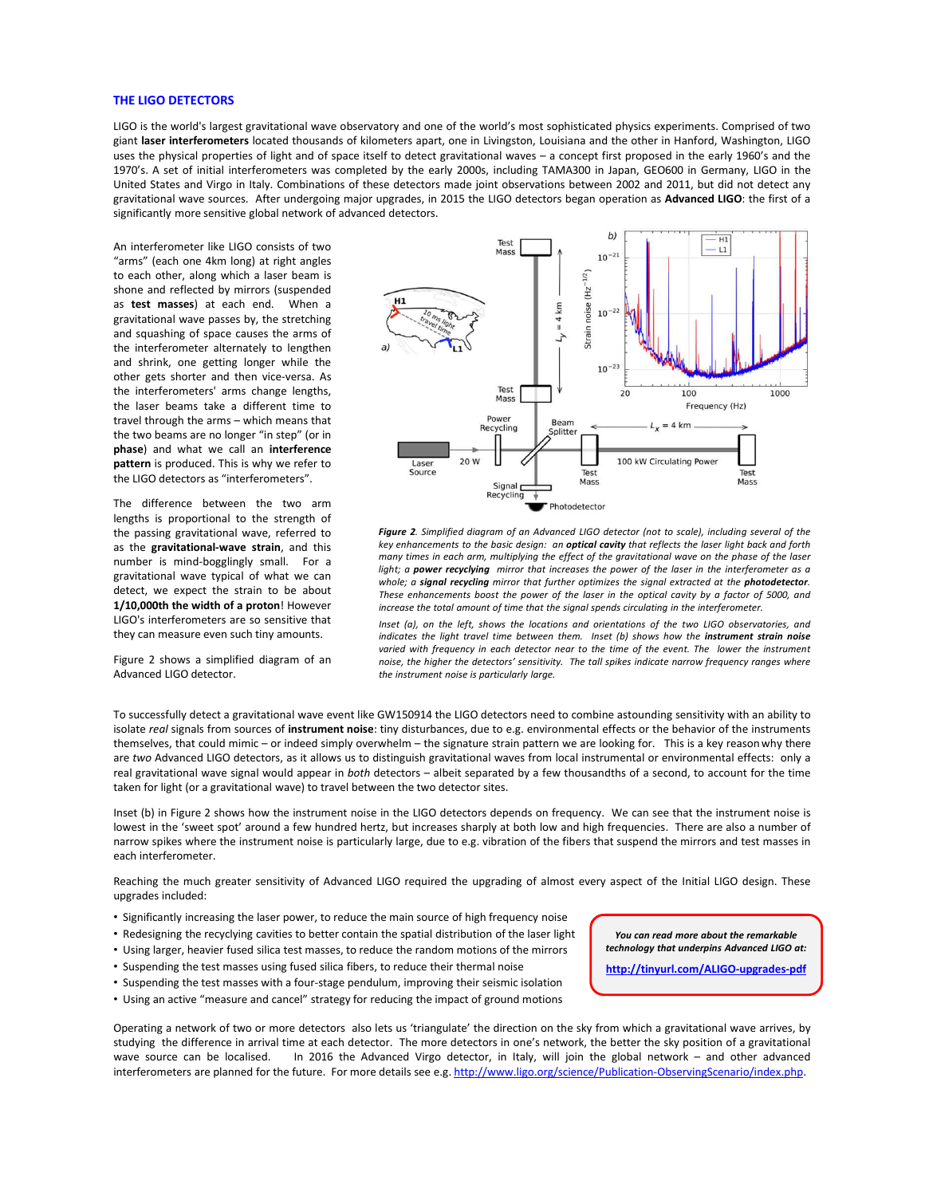## THE LIGO DETECTORS

LIGO is the world's largest gravitational wave observatory and one of the world's most sophisticated physics experiments. Comprised of two giant **laser interferometers** located thousands of kilometers apart, one in Livingston, Louisiana and the other in Hanford, Washington, LIGO uses the physical properties of light and of space itself to detect gravitational waves – a concept first proposed in the early 1960's and the 1970's. A set of initial interferometers was completed by the early 2000s, including TAMA300 in Japan, GEO600 in Germany, LIGO in the United States and Virgo in Italy. Combinations of these detectors made joint observations between 2002 and 2011, but did not detect any gravitational wave sources. After undergoing major upgrades, in 2015 the LIGO detectors began operation as **Advanced LIGO**: the first of a significantly more sensitive global network of advanced detectors.

An interferometer like LIGO consists of two "arms" (each one 4km long) at right angles to each other, along which a laser beam is shone and reflected by mirrors (suspended as **test masses**) at each end. When a gravitational wave passes by, the stretching and squashing of space causes the arms of the interferometer alternately to lengthen and shrink, one getting longer while the other gets shorter and then vice-versa. As the interferometers' arms change lengths, the laser beams take a different time to travel through the arms – which means that the two beams are no longer "in step" (or in **phase**) and what we call an **interference pattern** is produced. This is why we refer to the LIGO detectors as "interferometers".

The difference between the two arm lengths is proportional to the strength of the passing gravitational wave, referred to as the **gravitational-wave strain**, and this number is mind-bogglingly small. For a gravitational wave typical of what we can detect, we expect the strain to be about **1/10,000th the width of a proton**! However LIGO's interferometers are so sensitive that they can measure even such tiny amounts.

Figure 2 shows a simplified diagram of an Advanced LIGO detector.

***Figure 2****. Simplified diagram of an Advanced LIGO detector (not to scale), including several of the key enhancements to the basic design: an* ***optical cavity*** *that reflects the laser light back and forth many times in each arm, multiplying the effect of the gravitational wave on the phase of the laser light; a* ***power recycling*** *mirror that increases the power of the laser in the interferometer as a whole; a* ***signal recycling*** *mirror that further optimizes the signal extracted at the* ***photodetector****. These enhancements boost the power of the laser in the optical cavity by a factor of 5000, and increase the total amount of time that the signal spends circulating in the interferometer.*

*Inset (a), on the left, shows the locations and orientations of the two LIGO observatories, and indicates the light travel time between them. Inset (b) shows how the* ***instrument strain noise*** *varied with frequency in each detector near to the time of the event. The lower the instrument noise, the higher the detectors' sensitivity. The tall spikes indicate narrow frequency ranges where the instrument noise is particularly large.*

To successfully detect a gravitational wave event like GW150914 the LIGO detectors need to combine astounding sensitivity with an ability to isolate *real* signals from sources of **instrument noise**: tiny disturbances, due to e.g. environmental effects or the behavior of the instruments themselves, that could mimic – or indeed simply overwhelm – the signature strain pattern we are looking for. This is a key reason why there are *two* Advanced LIGO detectors, as it allows us to distinguish gravitational waves from local instrumental or environmental effects: only a real gravitational wave signal would appear in *both* detectors – albeit separated by a few thousandths of a second, to account for the time taken for light (or a gravitational wave) to travel between the two detector sites.

Inset (b) in Figure 2 shows how the instrument noise in the LIGO detectors depends on frequency. We can see that the instrument noise is lowest in the 'sweet spot' around a few hundred hertz, but increases sharply at both low and high frequencies. There are also a number of narrow spikes where the instrument noise is particularly large, due to e.g. vibration of the fibers that suspend the mirrors and test masses in each interferometer.

Reaching the much greater sensitivity of Advanced LIGO required the upgrading of almost every aspect of the Initial LIGO design. These upgrades included:

- Significantly increasing the laser power, to reduce the main source of high frequency noise
- Redesigning the recycling cavities to better contain the spatial distribution of the laser light
- Using larger, heavier fused silica test masses, to reduce the random motions of the mirrors
- Suspending the test masses using fused silica fibers, to reduce their thermal noise
- Suspending the test masses with a four-stage pendulum, improving their seismic isolation
- Using an active "measure and cancel" strategy for reducing the impact of ground motions

*You can read more about the remarkable technology that underpins Advanced LIGO at:*
**http://tinyurl.com/ALIGO-upgrades-pdf**

Operating a network of two or more detectors also lets us 'triangulate' the direction on the sky from which a gravitational wave arrives, by studying the difference in arrival time at each detector. The more detectors in one's network, the better the sky position of a gravitational wave source can be localised. In 2016 the Advanced Virgo detector, in Italy, will join the global network – and other advanced interferometers are planned for the future. For more details see e.g. http://www.ligo.org/science/Publication-ObservingScenario/index.php.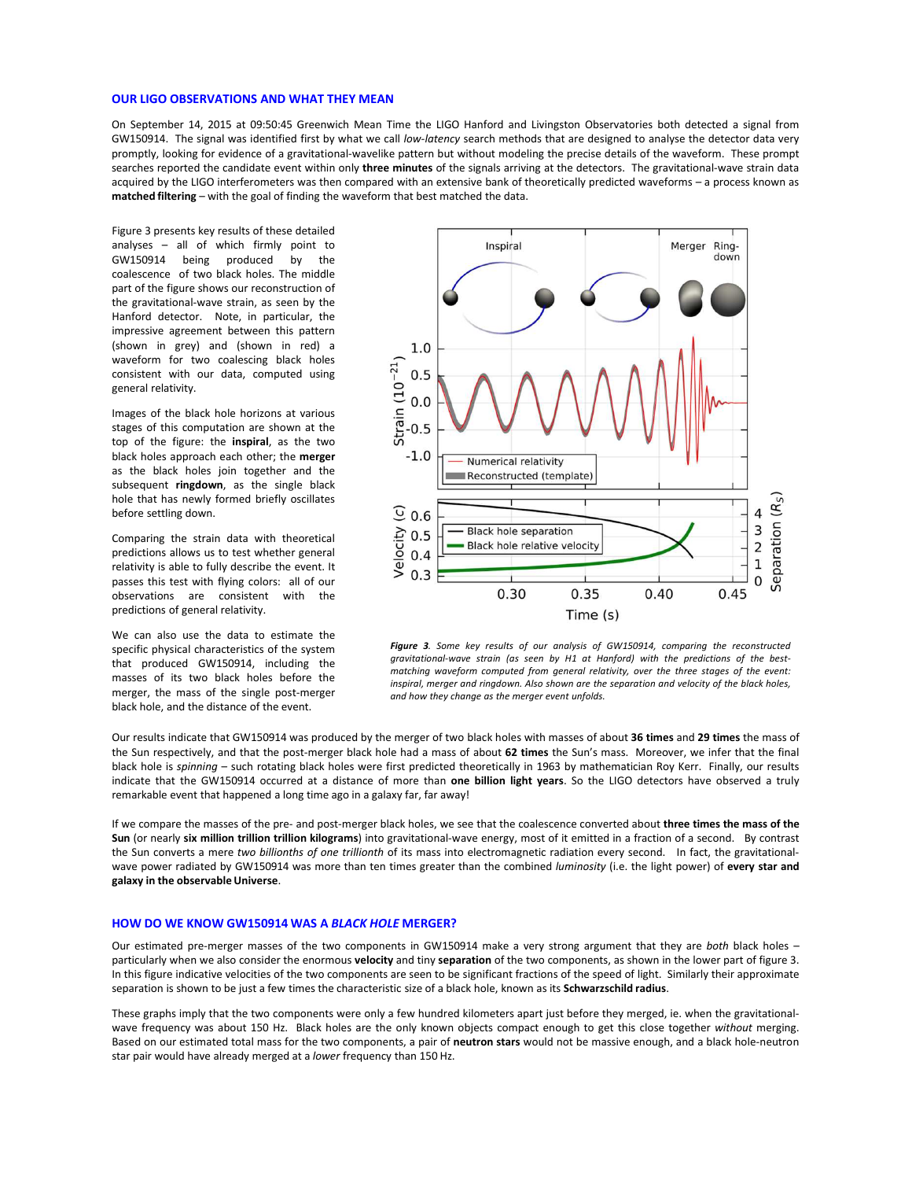## OUR LIGO OBSERVATIONS AND WHAT THEY MEAN

On September 14, 2015 at 09:50:45 Greenwich Mean Time the LIGO Hanford and Livingston Observatories both detected a signal from GW150914. The signal was identified first by what we call *low-latency* search methods that are designed to analyse the detector data very promptly, looking for evidence of a gravitational-wavelike pattern but without modeling the precise details of the waveform. These prompt searches reported the candidate event within only **three minutes** of the signals arriving at the detectors. The gravitational-wave strain data acquired by the LIGO interferometers was then compared with an extensive bank of theoretically predicted waveforms – a process known as **matched filtering** – with the goal of finding the waveform that best matched the data.

Figure 3 presents key results of these detailed analyses – all of which firmly point to GW150914 being produced by the coalescence of two black holes. The middle part of the figure shows our reconstruction of the gravitational-wave strain, as seen by the Hanford detector. Note, in particular, the impressive agreement between this pattern (shown in grey) and (shown in red) a waveform for two coalescing black holes consistent with our data, computed using general relativity.

Images of the black hole horizons at various stages of this computation are shown at the top of the figure: the **inspiral**, as the two black holes approach each other; the **merger** as the black holes join together and the subsequent **ringdown**, as the single black hole that has newly formed briefly oscillates before settling down.

Comparing the strain data with theoretical predictions allows us to test whether general relativity is able to fully describe the event. It passes this test with flying colors: all of our observations are consistent with the predictions of general relativity.

We can also use the data to estimate the specific physical characteristics of the system that produced GW150914, including the masses of its two black holes before the merger, the mass of the single post-merger black hole, and the distance of the event.

*Figure 3. Some key results of our analysis of GW150914, comparing the reconstructed gravitational-wave strain (as seen by H1 at Hanford) with the predictions of the best-matching waveform computed from general relativity, over the three stages of the event: inspiral, merger and ringdown. Also shown are the separation and velocity of the black holes, and how they change as the merger event unfolds.*

Our results indicate that GW150914 was produced by the merger of two black holes with masses of about **36 times** and **29 times** the mass of the Sun respectively, and that the post-merger black hole had a mass of about **62 times** the Sun's mass. Moreover, we infer that the final black hole is *spinning* – such rotating black holes were first predicted theoretically in 1963 by mathematician Roy Kerr. Finally, our results indicate that the GW150914 occurred at a distance of more than **one billion light years**. So the LIGO detectors have observed a truly remarkable event that happened a long time ago in a galaxy far, far away!

If we compare the masses of the pre- and post-merger black holes, we see that the coalescence converted about **three times the mass of the Sun** (or nearly **six million trillion trillion kilograms**) into gravitational-wave energy, most of it emitted in a fraction of a second. By contrast the Sun converts a mere *two billionths of one trillionth* of its mass into electromagnetic radiation every second. In fact, the gravitational-wave power radiated by GW150914 was more than ten times greater than the combined *luminosity* (i.e. the light power) of **every star and galaxy in the observable Universe**.

## HOW DO WE KNOW GW150914 WAS A *BLACK HOLE* MERGER?

Our estimated pre-merger masses of the two components in GW150914 make a very strong argument that they are *both* black holes – particularly when we also consider the enormous **velocity** and tiny **separation** of the two components, as shown in the lower part of figure 3. In this figure indicative velocities of the two components are seen to be significant fractions of the speed of light. Similarly their approximate separation is shown to be just a few times the characteristic size of a black hole, known as its **Schwarzschild radius**.

These graphs imply that the two components were only a few hundred kilometers apart just before they merged, ie. when the gravitational-wave frequency was about 150 Hz. Black holes are the only known objects compact enough to get this close together *without* merging. Based on our estimated total mass for the two components, a pair of **neutron stars** would not be massive enough, and a black hole-neutron star pair would have already merged at a *lower* frequency than 150 Hz.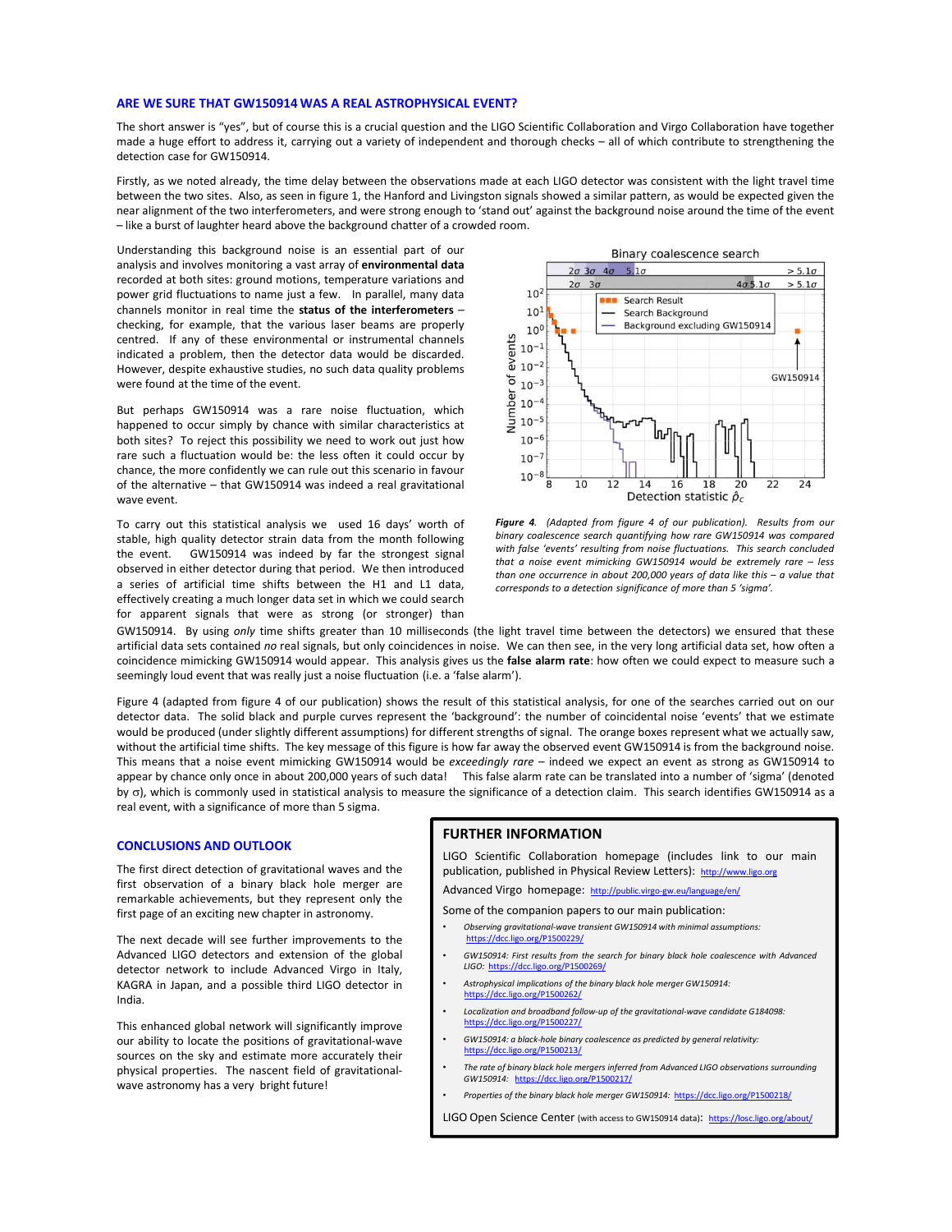## ARE WE SURE THAT GW150914 WAS A REAL ASTROPHYSICAL EVENT?

The short answer is "yes", but of course this is a crucial question and the LIGO Scientific Collaboration and Virgo Collaboration have together made a huge effort to address it, carrying out a variety of independent and thorough checks – all of which contribute to strengthening the detection case for GW150914.

Firstly, as we noted already, the time delay between the observations made at each LIGO detector was consistent with the light travel time between the two sites. Also, as seen in figure 1, the Hanford and Livingston signals showed a similar pattern, as would be expected given the near alignment of the two interferometers, and were strong enough to 'stand out' against the background noise around the time of the event – like a burst of laughter heard above the background chatter of a crowded room.

Understanding this background noise is an essential part of our analysis and involves monitoring a vast array of **environmental data** recorded at both sites: ground motions, temperature variations and power grid fluctuations to name just a few. In parallel, many data channels monitor in real time the **status of the interferometers** – checking, for example, that the various laser beams are properly centred. If any of these environmental or instrumental channels indicated a problem, then the detector data would be discarded. However, despite exhaustive studies, no such data quality problems were found at the time of the event.

But perhaps GW150914 was a rare noise fluctuation, which happened to occur simply by chance with similar characteristics at both sites? To reject this possibility we need to work out just how rare such a fluctuation would be: the less often it could occur by chance, the more confidently we can rule out this scenario in favour of the alternative – that GW150914 was indeed a real gravitational wave event.

To carry out this statistical analysis we used 16 days' worth of stable, high quality detector strain data from the month following the event. GW150914 was indeed by far the strongest signal observed in either detector during that period. We then introduced a series of artificial time shifts between the H1 and L1 data, effectively creating a much longer data set in which we could search for apparent signals that were as strong (or stronger) than GW150914. By using *only* time shifts greater than 10 milliseconds (the light travel time between the detectors) we ensured that these artificial data sets contained *no* real signals, but only coincidences in noise. We can then see, in the very long artificial data set, how often a coincidence mimicking GW150914 would appear. This analysis gives us the **false alarm rate**: how often we could expect to measure such a seemingly loud event that was really just a noise fluctuation (i.e. a 'false alarm').

Binary coalescence search

$2\sigma$ $3\sigma$ $4\sigma$ $5.1\sigma$ $> 5.1\sigma$

$2\sigma$ $3\sigma$ $4\sigma$ $5.1\sigma$ $> 5.1\sigma$

Search Result

Search Background

Background excluding GW150914

GW150914

Number of events

$10^2$ $10^1$ $10^0$ $10^{-1}$ $10^{-2}$ $10^{-3}$ $10^{-4}$ $10^{-5}$ $10^{-6}$ $10^{-7}$ $10^{-8}$

8 10 12 14 16 18 20 22 24

Detection statistic $\hat{\rho}_c$

*Figure 4. (Adapted from figure 4 of our publication). Results from our binary coalescence search quantifying how rare GW150914 was compared with false 'events' resulting from noise fluctuations. This search concluded that a noise event mimicking GW150914 would be extremely rare – less than one occurrence in about 200,000 years of data like this – a value that corresponds to a detection significance of more than 5 'sigma'.*

Figure 4 (adapted from figure 4 of our publication) shows the result of this statistical analysis, for one of the searches carried out on our detector data. The solid black and purple curves represent the 'background': the number of coincidental noise 'events' that we estimate would be produced (under slightly different assumptions) for different strengths of signal. The orange boxes represent what we actually saw, without the artificial time shifts. The key message of this figure is how far away the observed event GW150914 is from the background noise. This means that a noise event mimicking GW150914 would be *exceedingly rare* – indeed we expect an event as strong as GW150914 to appear by chance only once in about 200,000 years of such data! This false alarm rate can be translated into a number of 'sigma' (denoted by $\sigma$), which is commonly used in statistical analysis to measure the significance of a detection claim. This search identifies GW150914 as a real event, with a significance of more than 5 sigma.

## CONCLUSIONS AND OUTLOOK

The first direct detection of gravitational waves and the first observation of a binary black hole merger are remarkable achievements, but they represent only the first page of an exciting new chapter in astronomy.

The next decade will see further improvements to the Advanced LIGO detectors and extension of the global detector network to include Advanced Virgo in Italy, KAGRA in Japan, and a possible third LIGO detector in India.

This enhanced global network will significantly improve our ability to locate the positions of gravitational-wave sources on the sky and estimate more accurately their physical properties. The nascent field of gravitational-wave astronomy has a very bright future!

## FURTHER INFORMATION

LIGO Scientific Collaboration homepage (includes link to our main publication, published in Physical Review Letters): http://www.ligo.org

Advanced Virgo homepage: http://public.virgo-gw.eu/language/en/

Some of the companion papers to our main publication:

- *Observing gravitational-wave transient GW150914 with minimal assumptions:* https://dcc.ligo.org/P1500229/
- *GW150914: First results from the search for binary black hole coalescence with Advanced LIGO:* https://dcc.ligo.org/P1500269/
- *Astrophysical implications of the binary black hole merger GW150914:* https://dcc.ligo.org/P1500262/
- *Localization and broadband follow-up of the gravitational-wave candidate G184098:* https://dcc.ligo.org/P1500227/
- *GW150914: a black-hole binary coalescence as predicted by general relativity:* https://dcc.ligo.org/P1500213/
- *The rate of binary black hole mergers inferred from Advanced LIGO observations surrounding GW150914:* https://dcc.ligo.org/P1500217/
- *Properties of the binary black hole merger GW150914:* https://dcc.ligo.org/P1500218/

LIGO Open Science Center (with access to GW150914 data): https://losc.ligo.org/about/